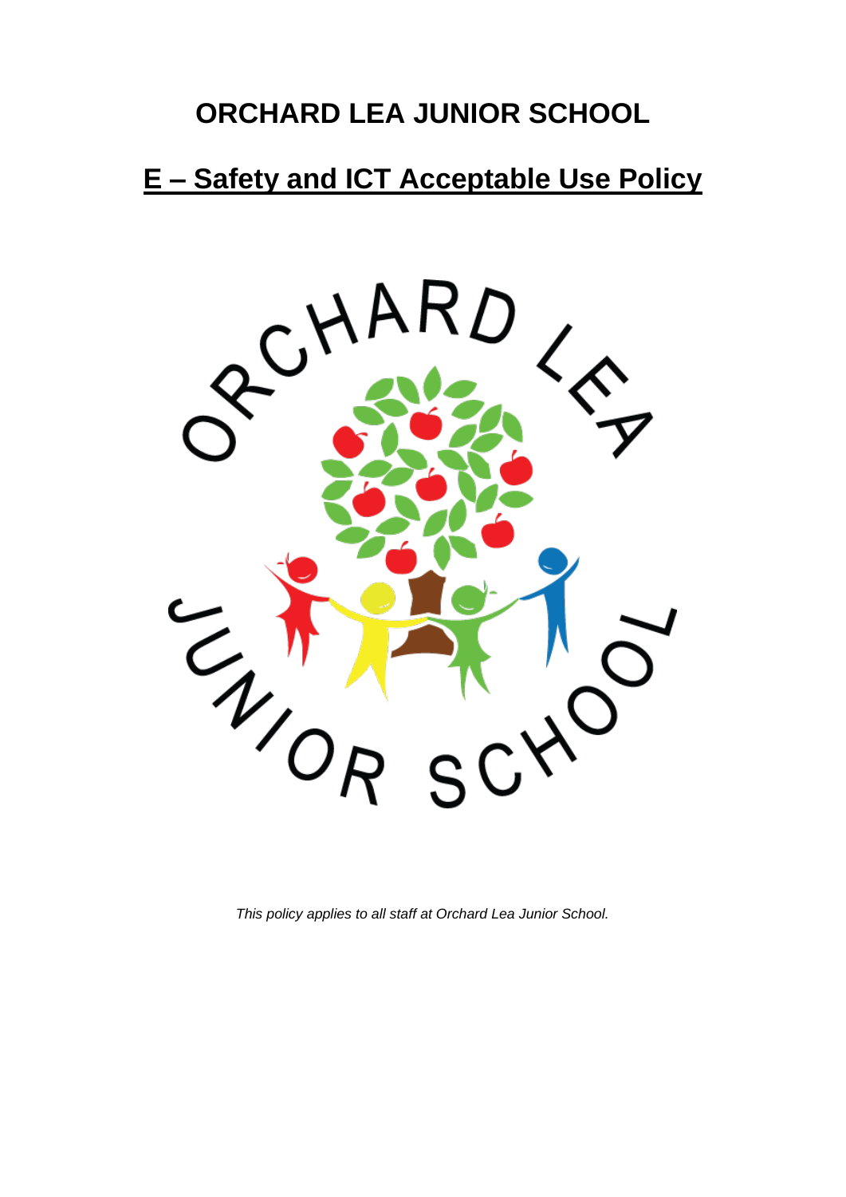# ORCHARD LEA JUNIOR SCHOOL

## E – Safety and ICT Acceptable Use Policy

*This policy applies to all staff at Orchard Lea Junior School.*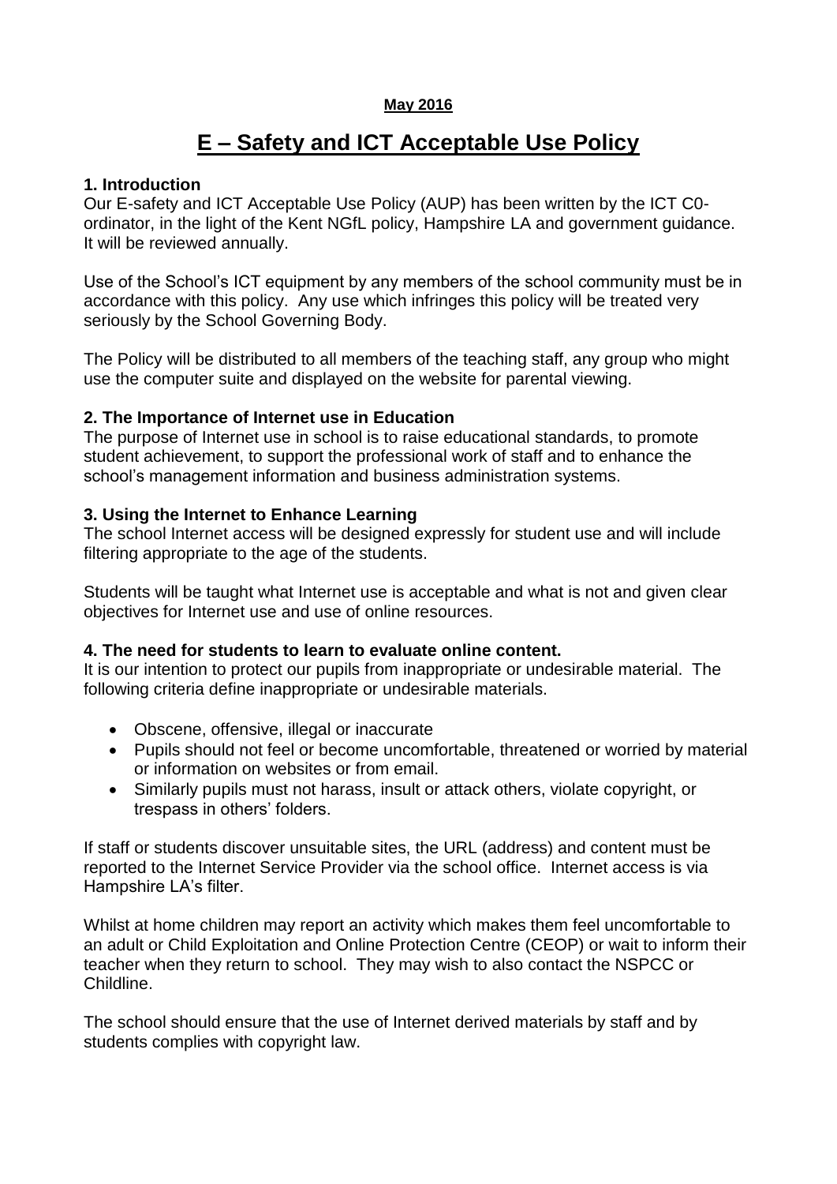**May 2016**

# E – Safety and ICT Acceptable Use Policy

**1. Introduction**

Our E-safety and ICT Acceptable Use Policy (AUP) has been written by the ICT C0-ordinator, in the light of the Kent NGfL policy, Hampshire LA and government guidance. It will be reviewed annually.

Use of the School's ICT equipment by any members of the school community must be in accordance with this policy. Any use which infringes this policy will be treated very seriously by the School Governing Body.

The Policy will be distributed to all members of the teaching staff, any group who might use the computer suite and displayed on the website for parental viewing.

**2. The Importance of Internet use in Education**

The purpose of Internet use in school is to raise educational standards, to promote student achievement, to support the professional work of staff and to enhance the school's management information and business administration systems.

**3. Using the Internet to Enhance Learning**

The school Internet access will be designed expressly for student use and will include filtering appropriate to the age of the students.

Students will be taught what Internet use is acceptable and what is not and given clear objectives for Internet use and use of online resources.

**4. The need for students to learn to evaluate online content.**

It is our intention to protect our pupils from inappropriate or undesirable material. The following criteria define inappropriate or undesirable materials.

- Obscene, offensive, illegal or inaccurate
- Pupils should not feel or become uncomfortable, threatened or worried by material or information on websites or from email.
- Similarly pupils must not harass, insult or attack others, violate copyright, or trespass in others' folders.

If staff or students discover unsuitable sites, the URL (address) and content must be reported to the Internet Service Provider via the school office. Internet access is via Hampshire LA's filter.

Whilst at home children may report an activity which makes them feel uncomfortable to an adult or Child Exploitation and Online Protection Centre (CEOP) or wait to inform their teacher when they return to school. They may wish to also contact the NSPCC or Childline.

The school should ensure that the use of Internet derived materials by staff and by students complies with copyright law.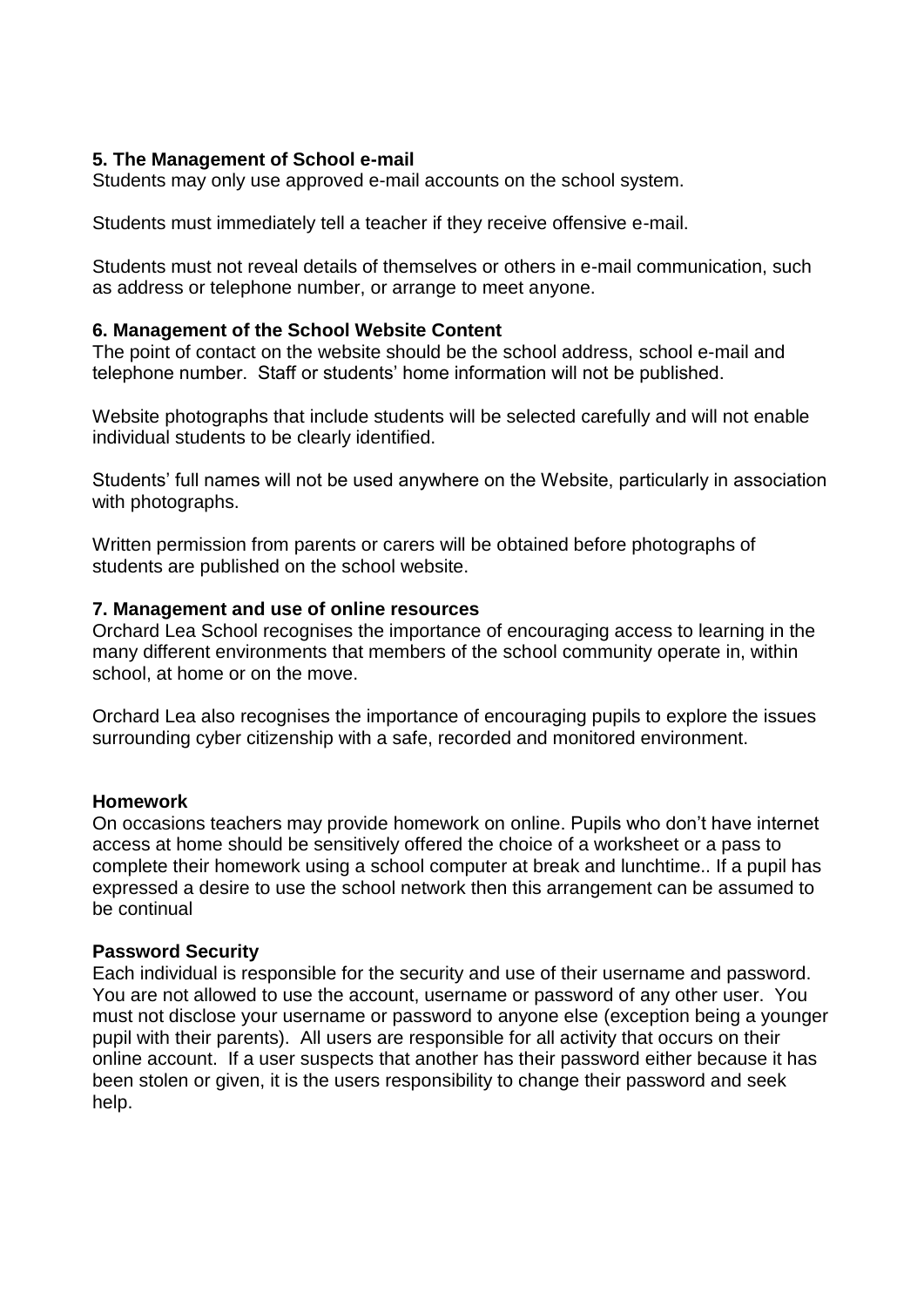## 5. The Management of School e-mail

Students may only use approved e-mail accounts on the school system.

Students must immediately tell a teacher if they receive offensive e-mail.

Students must not reveal details of themselves or others in e-mail communication, such as address or telephone number, or arrange to meet anyone.

## 6. Management of the School Website Content

The point of contact on the website should be the school address, school e-mail and telephone number. Staff or students' home information will not be published.

Website photographs that include students will be selected carefully and will not enable individual students to be clearly identified.

Students' full names will not be used anywhere on the Website, particularly in association with photographs.

Written permission from parents or carers will be obtained before photographs of students are published on the school website.

## 7. Management and use of online resources

Orchard Lea School recognises the importance of encouraging access to learning in the many different environments that members of the school community operate in, within school, at home or on the move.

Orchard Lea also recognises the importance of encouraging pupils to explore the issues surrounding cyber citizenship with a safe, recorded and monitored environment.

### Homework

On occasions teachers may provide homework on online. Pupils who don't have internet access at home should be sensitively offered the choice of a worksheet or a pass to complete their homework using a school computer at break and lunchtime.. If a pupil has expressed a desire to use the school network then this arrangement can be assumed to be continual

### Password Security

Each individual is responsible for the security and use of their username and password. You are not allowed to use the account, username or password of any other user. You must not disclose your username or password to anyone else (exception being a younger pupil with their parents). All users are responsible for all activity that occurs on their online account. If a user suspects that another has their password either because it has been stolen or given, it is the users responsibility to change their password and seek help.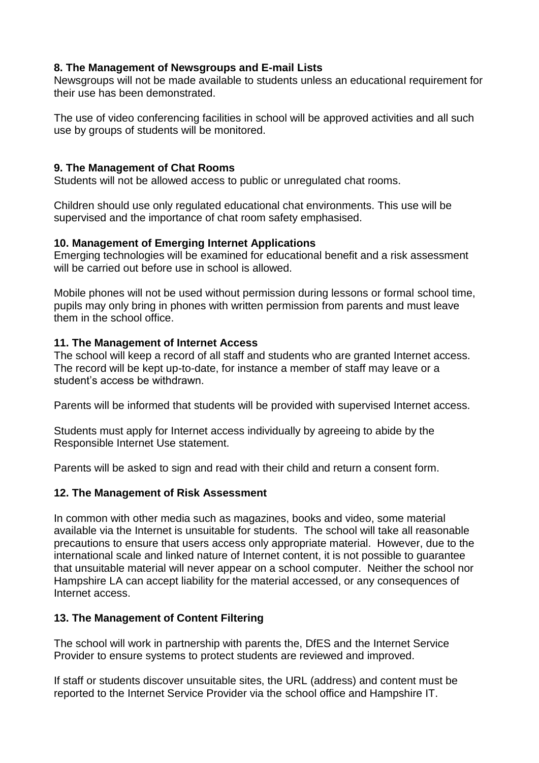**8. The Management of Newsgroups and E-mail Lists**

Newsgroups will not be made available to students unless an educational requirement for their use has been demonstrated.

The use of video conferencing facilities in school will be approved activities and all such use by groups of students will be monitored.

**9. The Management of Chat Rooms**

Students will not be allowed access to public or unregulated chat rooms.

Children should use only regulated educational chat environments. This use will be supervised and the importance of chat room safety emphasised.

**10. Management of Emerging Internet Applications**

Emerging technologies will be examined for educational benefit and a risk assessment will be carried out before use in school is allowed.

Mobile phones will not be used without permission during lessons or formal school time, pupils may only bring in phones with written permission from parents and must leave them in the school office.

**11. The Management of Internet Access**

The school will keep a record of all staff and students who are granted Internet access. The record will be kept up-to-date, for instance a member of staff may leave or a student's access be withdrawn.

Parents will be informed that students will be provided with supervised Internet access.

Students must apply for Internet access individually by agreeing to abide by the Responsible Internet Use statement.

Parents will be asked to sign and read with their child and return a consent form.

**12. The Management of Risk Assessment**

In common with other media such as magazines, books and video, some material available via the Internet is unsuitable for students. The school will take all reasonable precautions to ensure that users access only appropriate material. However, due to the international scale and linked nature of Internet content, it is not possible to guarantee that unsuitable material will never appear on a school computer. Neither the school nor Hampshire LA can accept liability for the material accessed, or any consequences of Internet access.

**13. The Management of Content Filtering**

The school will work in partnership with parents the, DfES and the Internet Service Provider to ensure systems to protect students are reviewed and improved.

If staff or students discover unsuitable sites, the URL (address) and content must be reported to the Internet Service Provider via the school office and Hampshire IT.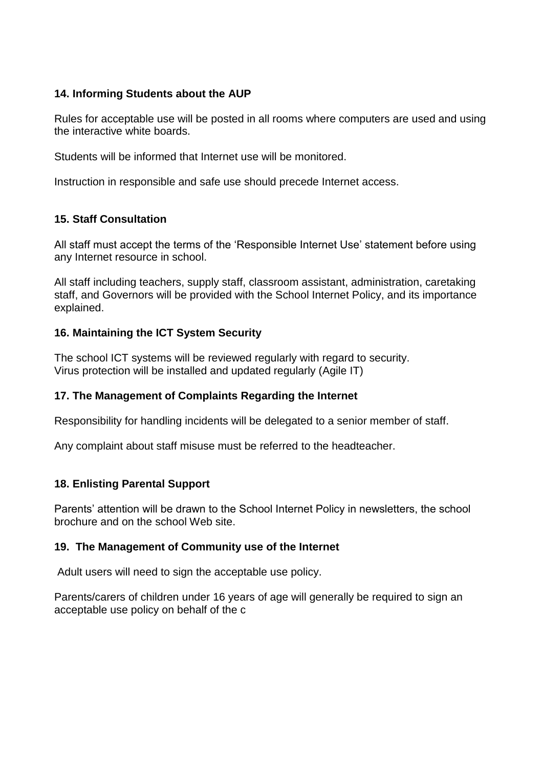### 14. Informing Students about the AUP

Rules for acceptable use will be posted in all rooms where computers are used and using the interactive white boards.

Students will be informed that Internet use will be monitored.

Instruction in responsible and safe use should precede Internet access.

### 15. Staff Consultation

All staff must accept the terms of the 'Responsible Internet Use' statement before using any Internet resource in school.

All staff including teachers, supply staff, classroom assistant, administration, caretaking staff, and Governors will be provided with the School Internet Policy, and its importance explained.

### 16. Maintaining the ICT System Security

The school ICT systems will be reviewed regularly with regard to security.
Virus protection will be installed and updated regularly (Agile IT)

### 17. The Management of Complaints Regarding the Internet

Responsibility for handling incidents will be delegated to a senior member of staff.

Any complaint about staff misuse must be referred to the headteacher.

### 18. Enlisting Parental Support

Parents' attention will be drawn to the School Internet Policy in newsletters, the school brochure and on the school Web site.

### 19. The Management of Community use of the Internet

Adult users will need to sign the acceptable use policy.

Parents/carers of children under 16 years of age will generally be required to sign an acceptable use policy on behalf of the c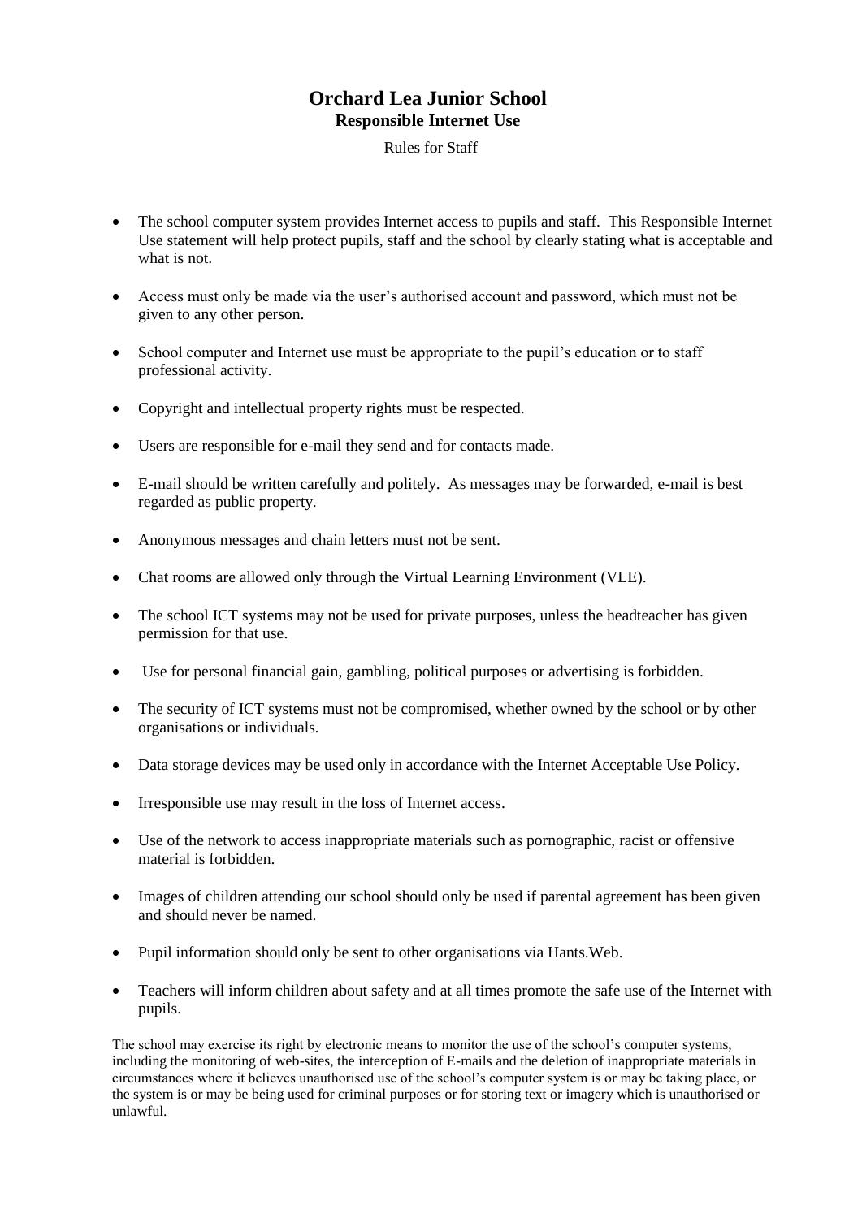# Orchard Lea Junior School

## Responsible Internet Use

Rules for Staff

- The school computer system provides Internet access to pupils and staff. This Responsible Internet Use statement will help protect pupils, staff and the school by clearly stating what is acceptable and what is not.
- Access must only be made via the user's authorised account and password, which must not be given to any other person.
- School computer and Internet use must be appropriate to the pupil's education or to staff professional activity.
- Copyright and intellectual property rights must be respected.
- Users are responsible for e-mail they send and for contacts made.
- E-mail should be written carefully and politely. As messages may be forwarded, e-mail is best regarded as public property.
- Anonymous messages and chain letters must not be sent.
- Chat rooms are allowed only through the Virtual Learning Environment (VLE).
- The school ICT systems may not be used for private purposes, unless the headteacher has given permission for that use.
- Use for personal financial gain, gambling, political purposes or advertising is forbidden.
- The security of ICT systems must not be compromised, whether owned by the school or by other organisations or individuals.
- Data storage devices may be used only in accordance with the Internet Acceptable Use Policy.
- Irresponsible use may result in the loss of Internet access.
- Use of the network to access inappropriate materials such as pornographic, racist or offensive material is forbidden.
- Images of children attending our school should only be used if parental agreement has been given and should never be named.
- Pupil information should only be sent to other organisations via Hants.Web.
- Teachers will inform children about safety and at all times promote the safe use of the Internet with pupils.

The school may exercise its right by electronic means to monitor the use of the school's computer systems, including the monitoring of web-sites, the interception of E-mails and the deletion of inappropriate materials in circumstances where it believes unauthorised use of the school's computer system is or may be taking place, or the system is or may be being used for criminal purposes or for storing text or imagery which is unauthorised or unlawful.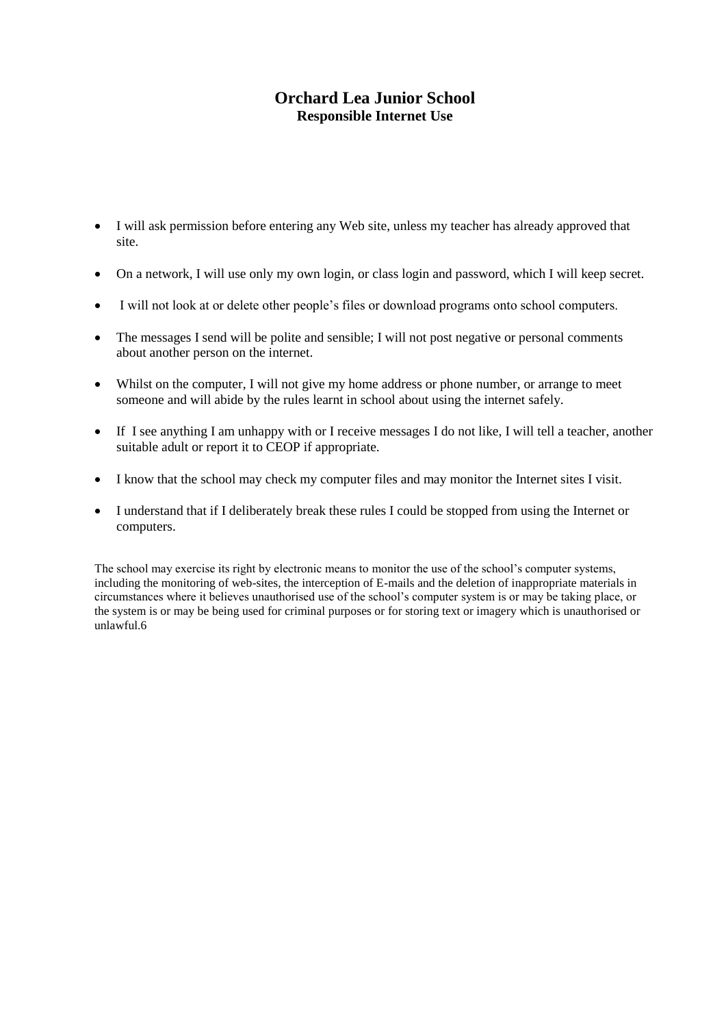# Orchard Lea Junior School

## Responsible Internet Use

- I will ask permission before entering any Web site, unless my teacher has already approved that site.
- On a network, I will use only my own login, or class login and password, which I will keep secret.
- I will not look at or delete other people's files or download programs onto school computers.
- The messages I send will be polite and sensible; I will not post negative or personal comments about another person on the internet.
- Whilst on the computer, I will not give my home address or phone number, or arrange to meet someone and will abide by the rules learnt in school about using the internet safely.
- If I see anything I am unhappy with or I receive messages I do not like, I will tell a teacher, another suitable adult or report it to CEOP if appropriate.
- I know that the school may check my computer files and may monitor the Internet sites I visit.
- I understand that if I deliberately break these rules I could be stopped from using the Internet or computers.

The school may exercise its right by electronic means to monitor the use of the school's computer systems, including the monitoring of web-sites, the interception of E-mails and the deletion of inappropriate materials in circumstances where it believes unauthorised use of the school's computer system is or may be taking place, or the system is or may be being used for criminal purposes or for storing text or imagery which is unauthorised or unlawful.